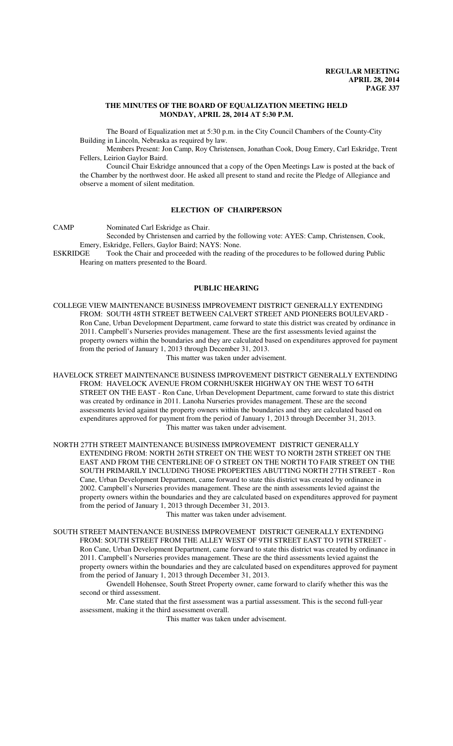**THE MINUTES OF THE BOARD OF EQUALIZATION MEETING HELD MONDAY, APRIL 28, 2014 AT 5:30 P.M.**

The Board of Equalization met at 5:30 p.m. in the City Council Chambers of the County-City Building in Lincoln, Nebraska as required by law.

Members Present: Jon Camp, Roy Christensen, Jonathan Cook, Doug Emery, Carl Eskridge, Trent Fellers, Leirion Gaylor Baird.

Council Chair Eskridge announced that a copy of the Open Meetings Law is posted at the back of the Chamber by the northwest door. He asked all present to stand and recite the Pledge of Allegiance and observe a moment of silent meditation.

**ELECTION OF CHAIRPERSON**

CAMP Nominated Carl Eskridge as Chair.

Seconded by Christensen and carried by the following vote: AYES: Camp, Christensen, Cook, Emery, Eskridge, Fellers, Gaylor Baird; NAYS: None.

ESKRIDGE Took the Chair and proceeded with the reading of the procedures to be followed during Public Hearing on matters presented to the Board.

**PUBLIC HEARING**

COLLEGE VIEW MAINTENANCE BUSINESS IMPROVEMENT DISTRICT GENERALLY EXTENDING FROM: SOUTH 48TH STREET BETWEEN CALVERT STREET AND PIONEERS BOULEVARD - Ron Cane, Urban Development Department, came forward to state this district was created by ordinance in 2011. Campbell's Nurseries provides management. These are the first assessments levied against the property owners within the boundaries and they are calculated based on expenditures approved for payment from the period of January 1, 2013 through December 31, 2013.

This matter was taken under advisement.

HAVELOCK STREET MAINTENANCE BUSINESS IMPROVEMENT DISTRICT GENERALLY EXTENDING FROM: HAVELOCK AVENUE FROM CORNHUSKER HIGHWAY ON THE WEST TO 64TH STREET ON THE EAST - Ron Cane, Urban Development Department, came forward to state this district was created by ordinance in 2011. Lanoha Nurseries provides management. These are the second assessments levied against the property owners within the boundaries and they are calculated based on expenditures approved for payment from the period of January 1, 2013 through December 31, 2013.

This matter was taken under advisement.

NORTH 27TH STREET MAINTENANCE BUSINESS IMPROVEMENT DISTRICT GENERALLY EXTENDING FROM: NORTH 26TH STREET ON THE WEST TO NORTH 28TH STREET ON THE EAST AND FROM THE CENTERLINE OF O STREET ON THE NORTH TO FAIR STREET ON THE SOUTH PRIMARILY INCLUDING THOSE PROPERTIES ABUTTING NORTH 27TH STREET - Ron Cane, Urban Development Department, came forward to state this district was created by ordinance in 2002. Campbell's Nurseries provides management. These are the ninth assessments levied against the property owners within the boundaries and they are calculated based on expenditures approved for payment from the period of January 1, 2013 through December 31, 2013.

This matter was taken under advisement.

SOUTH STREET MAINTENANCE BUSINESS IMPROVEMENT DISTRICT GENERALLY EXTENDING FROM: SOUTH STREET FROM THE ALLEY WEST OF 9TH STREET EAST TO 19TH STREET - Ron Cane, Urban Development Department, came forward to state this district was created by ordinance in 2011. Campbell's Nurseries provides management. These are the third assessments levied against the property owners within the boundaries and they are calculated based on expenditures approved for payment from the period of January 1, 2013 through December 31, 2013.

Gwendell Hohensee, South Street Property owner, came forward to clarify whether this was the second or third assessment.

Mr. Cane stated that the first assessment was a partial assessment. This is the second full-year assessment, making it the third assessment overall.

This matter was taken under advisement.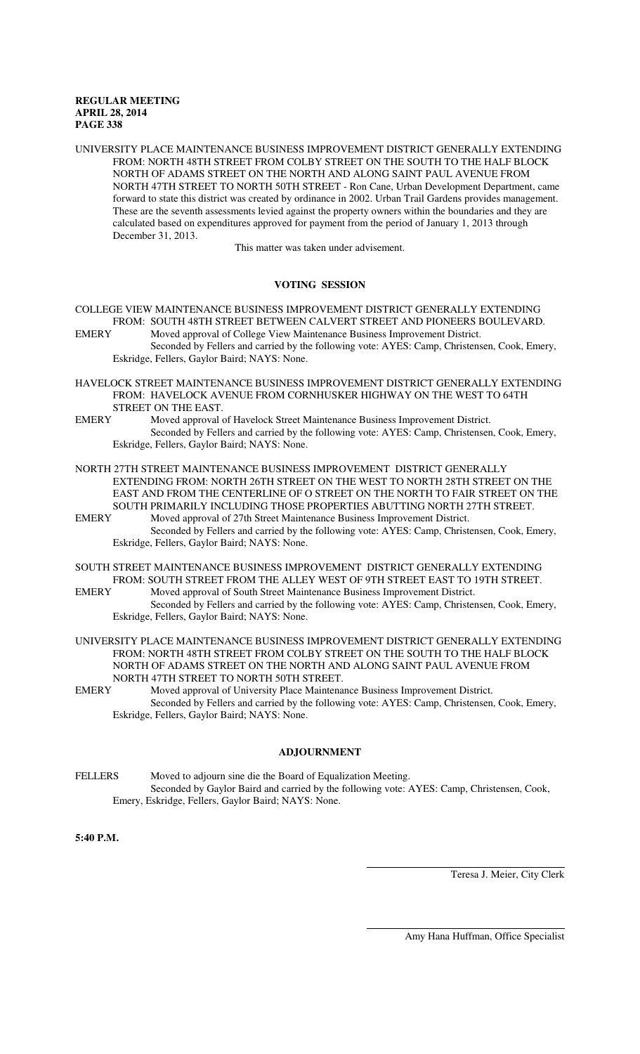UNIVERSITY PLACE MAINTENANCE BUSINESS IMPROVEMENT DISTRICT GENERALLY EXTENDING FROM: NORTH 48TH STREET FROM COLBY STREET ON THE SOUTH TO THE HALF BLOCK NORTH OF ADAMS STREET ON THE NORTH AND ALONG SAINT PAUL AVENUE FROM NORTH 47TH STREET TO NORTH 50TH STREET - Ron Cane, Urban Development Department, came forward to state this district was created by ordinance in 2002. Urban Trail Gardens provides management. These are the seventh assessments levied against the property owners within the boundaries and they are calculated based on expenditures approved for payment from the period of January 1, 2013 through December 31, 2013.

This matter was taken under advisement.

## VOTING SESSION

COLLEGE VIEW MAINTENANCE BUSINESS IMPROVEMENT DISTRICT GENERALLY EXTENDING FROM: SOUTH 48TH STREET BETWEEN CALVERT STREET AND PIONEERS BOULEVARD.

EMERY Moved approval of College View Maintenance Business Improvement District.
Seconded by Fellers and carried by the following vote: AYES: Camp, Christensen, Cook, Emery, Eskridge, Fellers, Gaylor Baird; NAYS: None.

HAVELOCK STREET MAINTENANCE BUSINESS IMPROVEMENT DISTRICT GENERALLY EXTENDING FROM: HAVELOCK AVENUE FROM CORNHUSKER HIGHWAY ON THE WEST TO 64TH STREET ON THE EAST.

EMERY Moved approval of Havelock Street Maintenance Business Improvement District.
Seconded by Fellers and carried by the following vote: AYES: Camp, Christensen, Cook, Emery, Eskridge, Fellers, Gaylor Baird; NAYS: None.

NORTH 27TH STREET MAINTENANCE BUSINESS IMPROVEMENT DISTRICT GENERALLY EXTENDING FROM: NORTH 26TH STREET ON THE WEST TO NORTH 28TH STREET ON THE EAST AND FROM THE CENTERLINE OF O STREET ON THE NORTH TO FAIR STREET ON THE SOUTH PRIMARILY INCLUDING THOSE PROPERTIES ABUTTING NORTH 27TH STREET.

EMERY Moved approval of 27th Street Maintenance Business Improvement District.
Seconded by Fellers and carried by the following vote: AYES: Camp, Christensen, Cook, Emery, Eskridge, Fellers, Gaylor Baird; NAYS: None.

SOUTH STREET MAINTENANCE BUSINESS IMPROVEMENT DISTRICT GENERALLY EXTENDING FROM: SOUTH STREET FROM THE ALLEY WEST OF 9TH STREET EAST TO 19TH STREET.

EMERY Moved approval of South Street Maintenance Business Improvement District.
Seconded by Fellers and carried by the following vote: AYES: Camp, Christensen, Cook, Emery, Eskridge, Fellers, Gaylor Baird; NAYS: None.

UNIVERSITY PLACE MAINTENANCE BUSINESS IMPROVEMENT DISTRICT GENERALLY EXTENDING FROM: NORTH 48TH STREET FROM COLBY STREET ON THE SOUTH TO THE HALF BLOCK NORTH OF ADAMS STREET ON THE NORTH AND ALONG SAINT PAUL AVENUE FROM NORTH 47TH STREET TO NORTH 50TH STREET.

EMERY Moved approval of University Place Maintenance Business Improvement District.
Seconded by Fellers and carried by the following vote: AYES: Camp, Christensen, Cook, Emery, Eskridge, Fellers, Gaylor Baird; NAYS: None.

## ADJOURNMENT

FELLERS Moved to adjourn sine die the Board of Equalization Meeting.
Seconded by Gaylor Baird and carried by the following vote: AYES: Camp, Christensen, Cook, Emery, Eskridge, Fellers, Gaylor Baird; NAYS: None.

**5:40 P.M.**

Teresa J. Meier, City Clerk

Amy Hana Huffman, Office Specialist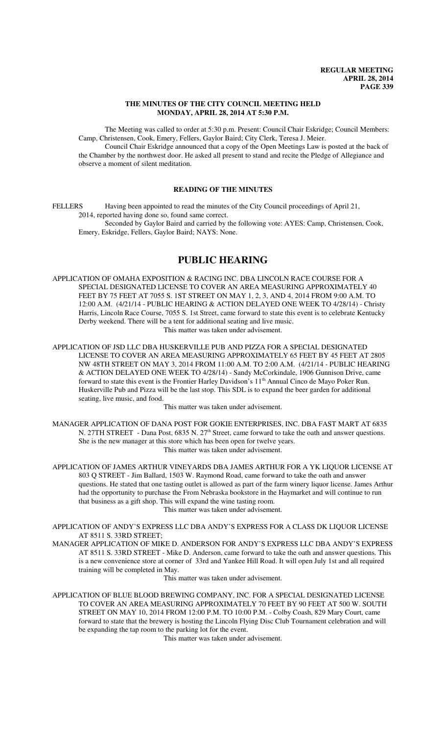**THE MINUTES OF THE CITY COUNCIL MEETING HELD MONDAY, APRIL 28, 2014 AT 5:30 P.M.**

The Meeting was called to order at 5:30 p.m. Present: Council Chair Eskridge; Council Members: Camp, Christensen, Cook, Emery, Fellers, Gaylor Baird; City Clerk, Teresa J. Meier.

Council Chair Eskridge announced that a copy of the Open Meetings Law is posted at the back of the Chamber by the northwest door. He asked all present to stand and recite the Pledge of Allegiance and observe a moment of silent meditation.

## READING OF THE MINUTES

FELLERS Having been appointed to read the minutes of the City Council proceedings of April 21, 2014, reported having done so, found same correct.

Seconded by Gaylor Baird and carried by the following vote: AYES: Camp, Christensen, Cook, Emery, Eskridge, Fellers, Gaylor Baird; NAYS: None.

# PUBLIC HEARING

APPLICATION OF OMAHA EXPOSITION & RACING INC. DBA LINCOLN RACE COURSE FOR A SPECIAL DESIGNATED LICENSE TO COVER AN AREA MEASURING APPROXIMATELY 40 FEET BY 75 FEET AT 7055 S. 1ST STREET ON MAY 1, 2, 3, AND 4, 2014 FROM 9:00 A.M. TO 12:00 A.M. (4/21/14 - PUBLIC HEARING & ACTION DELAYED ONE WEEK TO 4/28/14) - Christy Harris, Lincoln Race Course, 7055 S. 1st Street, came forward to state this event is to celebrate Kentucky Derby weekend. There will be a tent for additional seating and live music.

This matter was taken under advisement.

APPLICATION OF JSD LLC DBA HUSKERVILLE PUB AND PIZZA FOR A SPECIAL DESIGNATED LICENSE TO COVER AN AREA MEASURING APPROXIMATELY 65 FEET BY 45 FEET AT 2805 NW 48TH STREET ON MAY 3, 2014 FROM 11:00 A.M. TO 2:00 A.M. (4/21/14 - PUBLIC HEARING & ACTION DELAYED ONE WEEK TO 4/28/14) - Sandy McCorkindale, 1906 Gunnison Drive, came forward to state this event is the Frontier Harley Davidson's 11th Annual Cinco de Mayo Poker Run. Huskerville Pub and Pizza will be the last stop. This SDL is to expand the beer garden for additional seating, live music, and food.

This matter was taken under advisement.

MANAGER APPLICATION OF DANA POST FOR GOKIE ENTERPRISES, INC. DBA FAST MART AT 6835 N. 27TH STREET - Dana Post, 6835 N. 27th Street, came forward to take the oath and answer questions. She is the new manager at this store which has been open for twelve years.

This matter was taken under advisement.

APPLICATION OF JAMES ARTHUR VINEYARDS DBA JAMES ARTHUR FOR A YK LIQUOR LICENSE AT 803 Q STREET - Jim Ballard, 1503 W. Raymond Road, came forward to take the oath and answer questions. He stated that one tasting outlet is allowed as part of the farm winery liquor license. James Arthur had the opportunity to purchase the From Nebraska bookstore in the Haymarket and will continue to run that business as a gift shop. This will expand the wine tasting room.

This matter was taken under advisement.

APPLICATION OF ANDY'S EXPRESS LLC DBA ANDY'S EXPRESS FOR A CLASS DK LIQUOR LICENSE AT 8511 S. 33RD STREET;

MANAGER APPLICATION OF MIKE D. ANDERSON FOR ANDY'S EXPRESS LLC DBA ANDY'S EXPRESS AT 8511 S. 33RD STREET - Mike D. Anderson, came forward to take the oath and answer questions. This is a new convenience store at corner of 33rd and Yankee Hill Road. It will open July 1st and all required training will be completed in May.

This matter was taken under advisement.

APPLICATION OF BLUE BLOOD BREWING COMPANY, INC. FOR A SPECIAL DESIGNATED LICENSE TO COVER AN AREA MEASURING APPROXIMATELY 70 FEET BY 90 FEET AT 500 W. SOUTH STREET ON MAY 10, 2014 FROM 12:00 P.M. TO 10:00 P.M. - Colby Coash, 829 Mary Court, came forward to state that the brewery is hosting the Lincoln Flying Disc Club Tournament celebration and will be expanding the tap room to the parking lot for the event.

This matter was taken under advisement.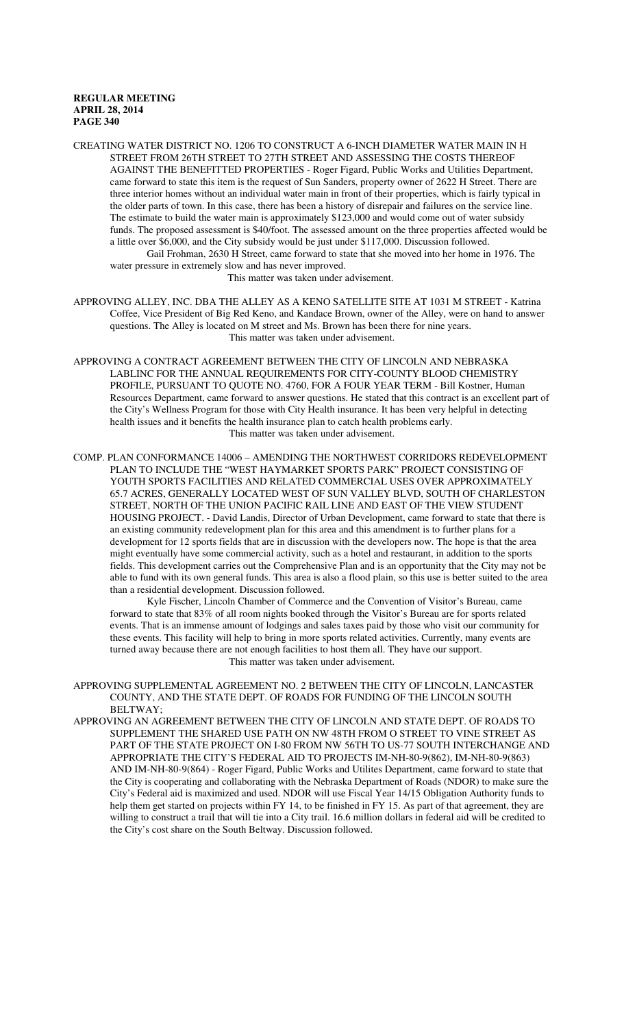CREATING WATER DISTRICT NO. 1206 TO CONSTRUCT A 6-INCH DIAMETER WATER MAIN IN H STREET FROM 26TH STREET TO 27TH STREET AND ASSESSING THE COSTS THEREOF AGAINST THE BENEFITTED PROPERTIES - Roger Figard, Public Works and Utilities Department, came forward to state this item is the request of Sun Sanders, property owner of 2622 H Street. There are three interior homes without an individual water main in front of their properties, which is fairly typical in the older parts of town. In this case, there has been a history of disrepair and failures on the service line. The estimate to build the water main is approximately $123,000 and would come out of water subsidy funds. The proposed assessment is $40/foot. The assessed amount on the three properties affected would be a little over $6,000, and the City subsidy would be just under $117,000. Discussion followed.

Gail Frohman, 2630 H Street, came forward to state that she moved into her home in 1976. The water pressure in extremely slow and has never improved.

This matter was taken under advisement.

APPROVING ALLEY, INC. DBA THE ALLEY AS A KENO SATELLITE SITE AT 1031 M STREET - Katrina Coffee, Vice President of Big Red Keno, and Kandace Brown, owner of the Alley, were on hand to answer questions. The Alley is located on M street and Ms. Brown has been there for nine years.

This matter was taken under advisement.

APPROVING A CONTRACT AGREEMENT BETWEEN THE CITY OF LINCOLN AND NEBRASKA LABLINC FOR THE ANNUAL REQUIREMENTS FOR CITY-COUNTY BLOOD CHEMISTRY PROFILE, PURSUANT TO QUOTE NO. 4760, FOR A FOUR YEAR TERM - Bill Kostner, Human Resources Department, came forward to answer questions. He stated that this contract is an excellent part of the City's Wellness Program for those with City Health insurance. It has been very helpful in detecting health issues and it benefits the health insurance plan to catch health problems early.

This matter was taken under advisement.

COMP. PLAN CONFORMANCE 14006 – AMENDING THE NORTHWEST CORRIDORS REDEVELOPMENT PLAN TO INCLUDE THE "WEST HAYMARKET SPORTS PARK" PROJECT CONSISTING OF YOUTH SPORTS FACILITIES AND RELATED COMMERCIAL USES OVER APPROXIMATELY 65.7 ACRES, GENERALLY LOCATED WEST OF SUN VALLEY BLVD, SOUTH OF CHARLESTON STREET, NORTH OF THE UNION PACIFIC RAIL LINE AND EAST OF THE VIEW STUDENT HOUSING PROJECT. - David Landis, Director of Urban Development, came forward to state that there is an existing community redevelopment plan for this area and this amendment is to further plans for a development for 12 sports fields that are in discussion with the developers now. The hope is that the area might eventually have some commercial activity, such as a hotel and restaurant, in addition to the sports fields. This development carries out the Comprehensive Plan and is an opportunity that the City may not be able to fund with its own general funds. This area is also a flood plain, so this use is better suited to the area than a residential development. Discussion followed.

Kyle Fischer, Lincoln Chamber of Commerce and the Convention of Visitor's Bureau, came forward to state that 83% of all room nights booked through the Visitor's Bureau are for sports related events. That is an immense amount of lodgings and sales taxes paid by those who visit our community for these events. This facility will help to bring in more sports related activities. Currently, many events are turned away because there are not enough facilities to host them all. They have our support.

This matter was taken under advisement.

APPROVING SUPPLEMENTAL AGREEMENT NO. 2 BETWEEN THE CITY OF LINCOLN, LANCASTER COUNTY, AND THE STATE DEPT. OF ROADS FOR FUNDING OF THE LINCOLN SOUTH BELTWAY;

APPROVING AN AGREEMENT BETWEEN THE CITY OF LINCOLN AND STATE DEPT. OF ROADS TO SUPPLEMENT THE SHARED USE PATH ON NW 48TH FROM O STREET TO VINE STREET AS PART OF THE STATE PROJECT ON I-80 FROM NW 56TH TO US-77 SOUTH INTERCHANGE AND APPROPRIATE THE CITY'S FEDERAL AID TO PROJECTS IM-NH-80-9(862), IM-NH-80-9(863) AND IM-NH-80-9(864) - Roger Figard, Public Works and Utilites Department, came forward to state that the City is cooperating and collaborating with the Nebraska Department of Roads (NDOR) to make sure the City's Federal aid is maximized and used. NDOR will use Fiscal Year 14/15 Obligation Authority funds to help them get started on projects within FY 14, to be finished in FY 15. As part of that agreement, they are willing to construct a trail that will tie into a City trail. 16.6 million dollars in federal aid will be credited to the City's cost share on the South Beltway. Discussion followed.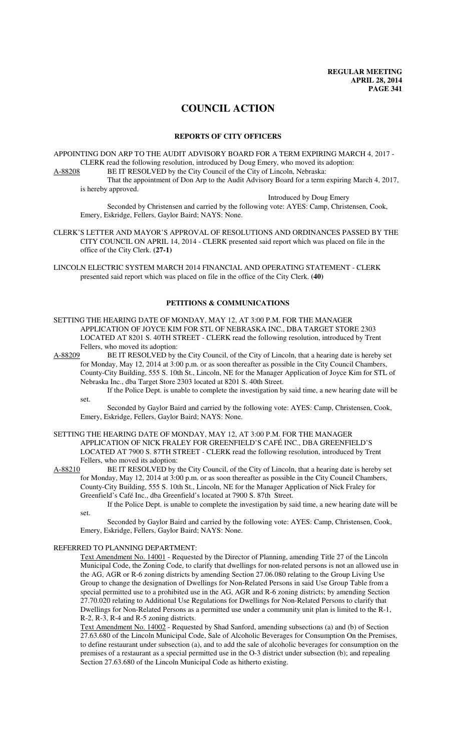# COUNCIL ACTION

## REPORTS OF CITY OFFICERS

APPOINTING DON ARP TO THE AUDIT ADVISORY BOARD FOR A TERM EXPIRING MARCH 4, 2017 - CLERK read the following resolution, introduced by Doug Emery, who moved its adoption:

A-88208 BE IT RESOLVED by the City Council of the City of Lincoln, Nebraska:

That the appointment of Don Arp to the Audit Advisory Board for a term expiring March 4, 2017, is hereby approved.

Introduced by Doug Emery

Seconded by Christensen and carried by the following vote: AYES: Camp, Christensen, Cook, Emery, Eskridge, Fellers, Gaylor Baird; NAYS: None.

CLERK'S LETTER AND MAYOR'S APPROVAL OF RESOLUTIONS AND ORDINANCES PASSED BY THE CITY COUNCIL ON APRIL 14, 2014 - CLERK presented said report which was placed on file in the office of the City Clerk. **(27-1)**

LINCOLN ELECTRIC SYSTEM MARCH 2014 FINANCIAL AND OPERATING STATEMENT - CLERK presented said report which was placed on file in the office of the City Clerk. **(40)**

## PETITIONS & COMMUNICATIONS

SETTING THE HEARING DATE OF MONDAY, MAY 12, AT 3:00 P.M. FOR THE MANAGER APPLICATION OF JOYCE KIM FOR STL OF NEBRASKA INC., DBA TARGET STORE 2303 LOCATED AT 8201 S. 40TH STREET - CLERK read the following resolution, introduced by Trent Fellers, who moved its adoption:

A-88209 BE IT RESOLVED by the City Council, of the City of Lincoln, that a hearing date is hereby set for Monday, May 12, 2014 at 3:00 p.m. or as soon thereafter as possible in the City Council Chambers, County-City Building, 555 S. 10th St., Lincoln, NE for the Manager Application of Joyce Kim for STL of Nebraska Inc., dba Target Store 2303 located at 8201 S. 40th Street.

If the Police Dept. is unable to complete the investigation by said time, a new hearing date will be set.

Seconded by Gaylor Baird and carried by the following vote: AYES: Camp, Christensen, Cook, Emery, Eskridge, Fellers, Gaylor Baird; NAYS: None.

SETTING THE HEARING DATE OF MONDAY, MAY 12, AT 3:00 P.M. FOR THE MANAGER APPLICATION OF NICK FRALEY FOR GREENFIELD'S CAFÉ INC., DBA GREENFIELD'S LOCATED AT 7900 S. 87TH STREET - CLERK read the following resolution, introduced by Trent Fellers, who moved its adoption:

A-88210 BE IT RESOLVED by the City Council, of the City of Lincoln, that a hearing date is hereby set for Monday, May 12, 2014 at 3:00 p.m. or as soon thereafter as possible in the City Council Chambers, County-City Building, 555 S. 10th St., Lincoln, NE for the Manager Application of Nick Fraley for Greenfield's Café Inc., dba Greenfield's located at 7900 S. 87th Street.

If the Police Dept. is unable to complete the investigation by said time, a new hearing date will be set.

Seconded by Gaylor Baird and carried by the following vote: AYES: Camp, Christensen, Cook, Emery, Eskridge, Fellers, Gaylor Baird; NAYS: None.

REFERRED TO PLANNING DEPARTMENT:

Text Amendment No. 14001 - Requested by the Director of Planning, amending Title 27 of the Lincoln Municipal Code, the Zoning Code, to clarify that dwellings for non-related persons is not an allowed use in the AG, AGR or R-6 zoning districts by amending Section 27.06.080 relating to the Group Living Use Group to change the designation of Dwellings for Non-Related Persons in said Use Group Table from a special permitted use to a prohibited use in the AG, AGR and R-6 zoning districts; by amending Section 27.70.020 relating to Additional Use Regulations for Dwellings for Non-Related Persons to clarify that Dwellings for Non-Related Persons as a permitted use under a community unit plan is limited to the R-1, R-2, R-3, R-4 and R-5 zoning districts.

Text Amendment No. 14002 - Requested by Shad Sanford, amending subsections (a) and (b) of Section 27.63.680 of the Lincoln Municipal Code, Sale of Alcoholic Beverages for Consumption On the Premises, to define restaurant under subsection (a), and to add the sale of alcoholic beverages for consumption on the premises of a restaurant as a special permitted use in the O-3 district under subsection (b); and repealing Section 27.63.680 of the Lincoln Municipal Code as hitherto existing.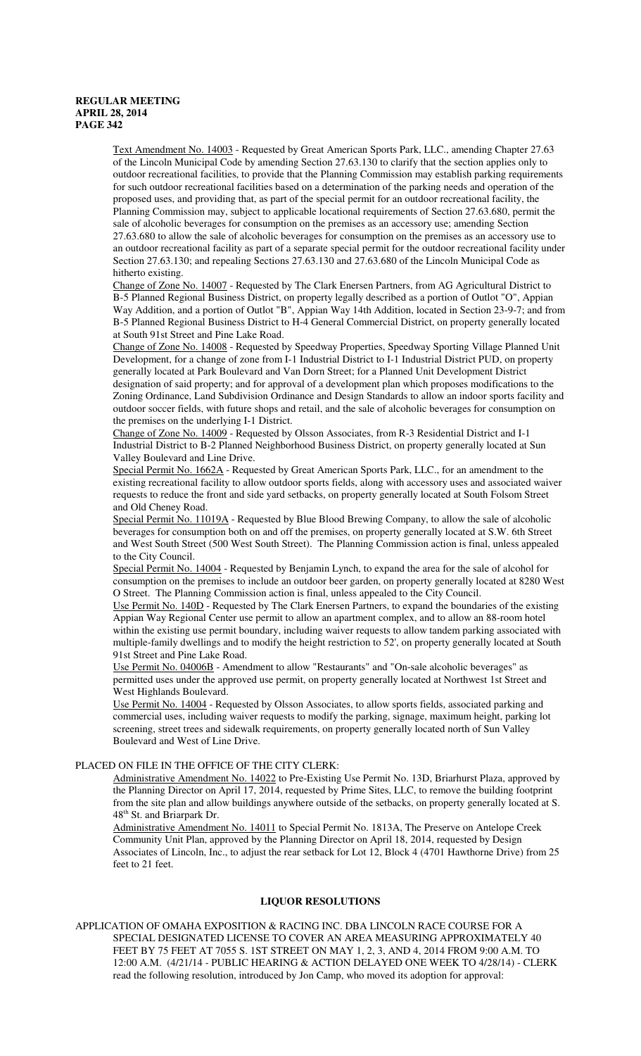Text Amendment No. 14003 - Requested by Great American Sports Park, LLC., amending Chapter 27.63 of the Lincoln Municipal Code by amending Section 27.63.130 to clarify that the section applies only to outdoor recreational facilities, to provide that the Planning Commission may establish parking requirements for such outdoor recreational facilities based on a determination of the parking needs and operation of the proposed uses, and providing that, as part of the special permit for an outdoor recreational facility, the Planning Commission may, subject to applicable locational requirements of Section 27.63.680, permit the sale of alcoholic beverages for consumption on the premises as an accessory use; amending Section 27.63.680 to allow the sale of alcoholic beverages for consumption on the premises as an accessory use to an outdoor recreational facility as part of a separate special permit for the outdoor recreational facility under Section 27.63.130; and repealing Sections 27.63.130 and 27.63.680 of the Lincoln Municipal Code as hitherto existing.

Change of Zone No. 14007 - Requested by The Clark Enersen Partners, from AG Agricultural District to B-5 Planned Regional Business District, on property legally described as a portion of Outlot "O", Appian Way Addition, and a portion of Outlot "B", Appian Way 14th Addition, located in Section 23-9-7; and from B-5 Planned Regional Business District to H-4 General Commercial District, on property generally located at South 91st Street and Pine Lake Road.

Change of Zone No. 14008 - Requested by Speedway Properties, Speedway Sporting Village Planned Unit Development, for a change of zone from I-1 Industrial District to I-1 Industrial District PUD, on property generally located at Park Boulevard and Van Dorn Street; for a Planned Unit Development District designation of said property; and for approval of a development plan which proposes modifications to the Zoning Ordinance, Land Subdivision Ordinance and Design Standards to allow an indoor sports facility and outdoor soccer fields, with future shops and retail, and the sale of alcoholic beverages for consumption on the premises on the underlying I-1 District.

Change of Zone No. 14009 - Requested by Olsson Associates, from R-3 Residential District and I-1 Industrial District to B-2 Planned Neighborhood Business District, on property generally located at Sun Valley Boulevard and Line Drive.

Special Permit No. 1662A - Requested by Great American Sports Park, LLC., for an amendment to the existing recreational facility to allow outdoor sports fields, along with accessory uses and associated waiver requests to reduce the front and side yard setbacks, on property generally located at South Folsom Street and Old Cheney Road.

Special Permit No. 11019A - Requested by Blue Blood Brewing Company, to allow the sale of alcoholic beverages for consumption both on and off the premises, on property generally located at S.W. 6th Street and West South Street (500 West South Street). The Planning Commission action is final, unless appealed to the City Council.

Special Permit No. 14004 - Requested by Benjamin Lynch, to expand the area for the sale of alcohol for consumption on the premises to include an outdoor beer garden, on property generally located at 8280 West O Street. The Planning Commission action is final, unless appealed to the City Council.

Use Permit No. 140D - Requested by The Clark Enersen Partners, to expand the boundaries of the existing Appian Way Regional Center use permit to allow an apartment complex, and to allow an 88-room hotel within the existing use permit boundary, including waiver requests to allow tandem parking associated with multiple-family dwellings and to modify the height restriction to 52', on property generally located at South 91st Street and Pine Lake Road.

Use Permit No. 04006B - Amendment to allow "Restaurants" and "On-sale alcoholic beverages" as permitted uses under the approved use permit, on property generally located at Northwest 1st Street and West Highlands Boulevard.

Use Permit No. 14004 - Requested by Olsson Associates, to allow sports fields, associated parking and commercial uses, including waiver requests to modify the parking, signage, maximum height, parking lot screening, street trees and sidewalk requirements, on property generally located north of Sun Valley Boulevard and West of Line Drive.

PLACED ON FILE IN THE OFFICE OF THE CITY CLERK:

Administrative Amendment No. 14022 to Pre-Existing Use Permit No. 13D, Briarhurst Plaza, approved by the Planning Director on April 17, 2014, requested by Prime Sites, LLC, to remove the building footprint from the site plan and allow buildings anywhere outside of the setbacks, on property generally located at S. 48th St. and Briarpark Dr.

Administrative Amendment No. 14011 to Special Permit No. 1813A, The Preserve on Antelope Creek Community Unit Plan, approved by the Planning Director on April 18, 2014, requested by Design Associates of Lincoln, Inc., to adjust the rear setback for Lot 12, Block 4 (4701 Hawthorne Drive) from 25 feet to 21 feet.

## LIQUOR RESOLUTIONS

APPLICATION OF OMAHA EXPOSITION & RACING INC. DBA LINCOLN RACE COURSE FOR A SPECIAL DESIGNATED LICENSE TO COVER AN AREA MEASURING APPROXIMATELY 40 FEET BY 75 FEET AT 7055 S. 1ST STREET ON MAY 1, 2, 3, AND 4, 2014 FROM 9:00 A.M. TO 12:00 A.M. (4/21/14 - PUBLIC HEARING & ACTION DELAYED ONE WEEK TO 4/28/14) - CLERK read the following resolution, introduced by Jon Camp, who moved its adoption for approval: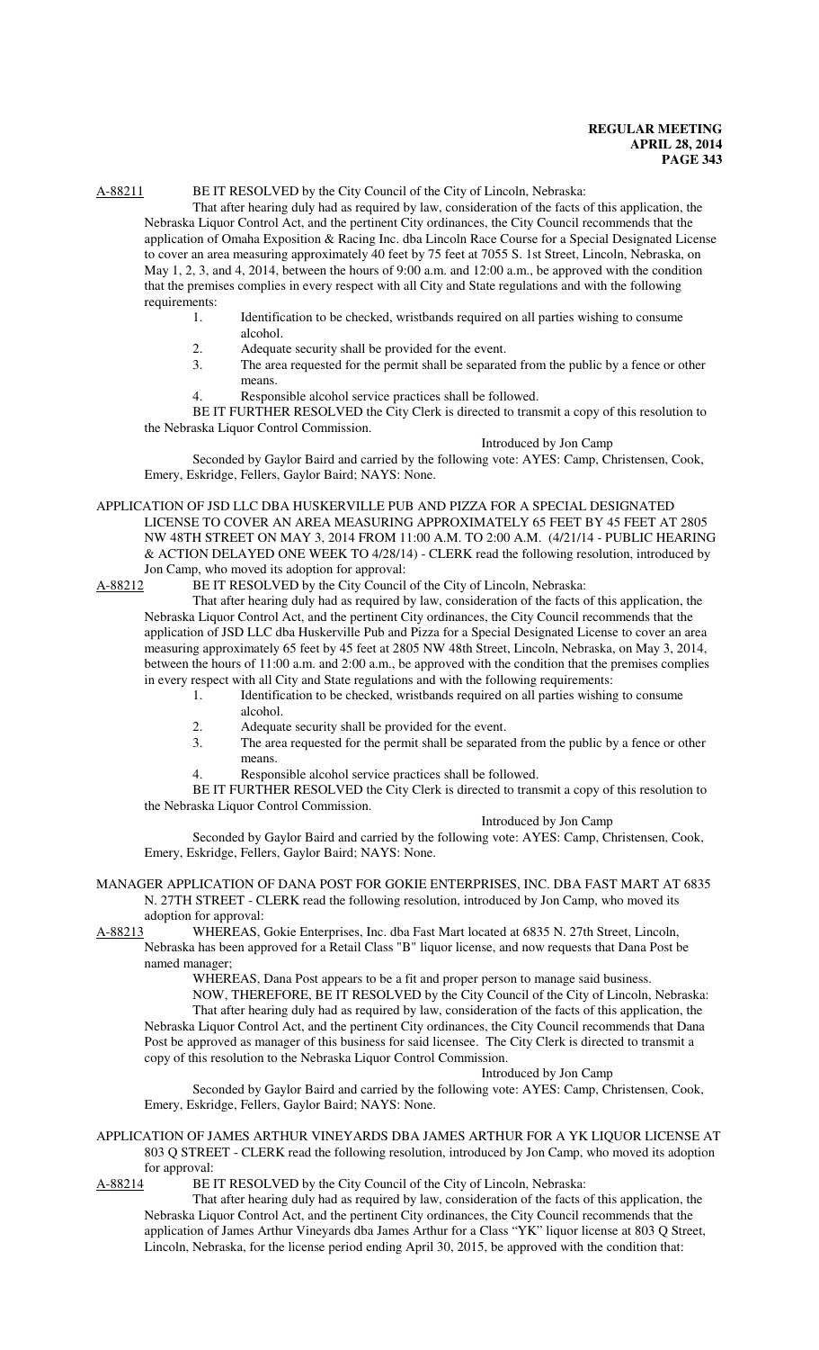A-88211 BE IT RESOLVED by the City Council of the City of Lincoln, Nebraska:

That after hearing duly had as required by law, consideration of the facts of this application, the Nebraska Liquor Control Act, and the pertinent City ordinances, the City Council recommends that the application of Omaha Exposition & Racing Inc. dba Lincoln Race Course for a Special Designated License to cover an area measuring approximately 40 feet by 75 feet at 7055 S. 1st Street, Lincoln, Nebraska, on May 1, 2, 3, and 4, 2014, between the hours of 9:00 a.m. and 12:00 a.m., be approved with the condition that the premises complies in every respect with all City and State regulations and with the following requirements:

1. Identification to be checked, wristbands required on all parties wishing to consume alcohol.
2. Adequate security shall be provided for the event.
3. The area requested for the permit shall be separated from the public by a fence or other means.
4. Responsible alcohol service practices shall be followed.

BE IT FURTHER RESOLVED the City Clerk is directed to transmit a copy of this resolution to the Nebraska Liquor Control Commission.

Introduced by Jon Camp

Seconded by Gaylor Baird and carried by the following vote: AYES: Camp, Christensen, Cook, Emery, Eskridge, Fellers, Gaylor Baird; NAYS: None.

APPLICATION OF JSD LLC DBA HUSKERVILLE PUB AND PIZZA FOR A SPECIAL DESIGNATED LICENSE TO COVER AN AREA MEASURING APPROXIMATELY 65 FEET BY 45 FEET AT 2805 NW 48TH STREET ON MAY 3, 2014 FROM 11:00 A.M. TO 2:00 A.M. (4/21/14 - PUBLIC HEARING & ACTION DELAYED ONE WEEK TO 4/28/14) - CLERK read the following resolution, introduced by Jon Camp, who moved its adoption for approval:

A-88212 BE IT RESOLVED by the City Council of the City of Lincoln, Nebraska:

That after hearing duly had as required by law, consideration of the facts of this application, the Nebraska Liquor Control Act, and the pertinent City ordinances, the City Council recommends that the application of JSD LLC dba Huskerville Pub and Pizza for a Special Designated License to cover an area measuring approximately 65 feet by 45 feet at 2805 NW 48th Street, Lincoln, Nebraska, on May 3, 2014, between the hours of 11:00 a.m. and 2:00 a.m., be approved with the condition that the premises complies in every respect with all City and State regulations and with the following requirements:

1. Identification to be checked, wristbands required on all parties wishing to consume alcohol.
2. Adequate security shall be provided for the event.
3. The area requested for the permit shall be separated from the public by a fence or other means.
4. Responsible alcohol service practices shall be followed.

BE IT FURTHER RESOLVED the City Clerk is directed to transmit a copy of this resolution to the Nebraska Liquor Control Commission.

Introduced by Jon Camp

Seconded by Gaylor Baird and carried by the following vote: AYES: Camp, Christensen, Cook, Emery, Eskridge, Fellers, Gaylor Baird; NAYS: None.

MANAGER APPLICATION OF DANA POST FOR GOKIE ENTERPRISES, INC. DBA FAST MART AT 6835 N. 27TH STREET - CLERK read the following resolution, introduced by Jon Camp, who moved its adoption for approval:

A-88213 WHEREAS, Gokie Enterprises, Inc. dba Fast Mart located at 6835 N. 27th Street, Lincoln, Nebraska has been approved for a Retail Class "B" liquor license, and now requests that Dana Post be named manager;

WHEREAS, Dana Post appears to be a fit and proper person to manage said business.

NOW, THEREFORE, BE IT RESOLVED by the City Council of the City of Lincoln, Nebraska: That after hearing duly had as required by law, consideration of the facts of this application, the Nebraska Liquor Control Act, and the pertinent City ordinances, the City Council recommends that Dana Post be approved as manager of this business for said licensee. The City Clerk is directed to transmit a copy of this resolution to the Nebraska Liquor Control Commission.

Introduced by Jon Camp

Seconded by Gaylor Baird and carried by the following vote: AYES: Camp, Christensen, Cook, Emery, Eskridge, Fellers, Gaylor Baird; NAYS: None.

APPLICATION OF JAMES ARTHUR VINEYARDS DBA JAMES ARTHUR FOR A YK LIQUOR LICENSE AT 803 Q STREET - CLERK read the following resolution, introduced by Jon Camp, who moved its adoption for approval:

A-88214 BE IT RESOLVED by the City Council of the City of Lincoln, Nebraska:

That after hearing duly had as required by law, consideration of the facts of this application, the Nebraska Liquor Control Act, and the pertinent City ordinances, the City Council recommends that the application of James Arthur Vineyards dba James Arthur for a Class "YK" liquor license at 803 Q Street, Lincoln, Nebraska, for the license period ending April 30, 2015, be approved with the condition that: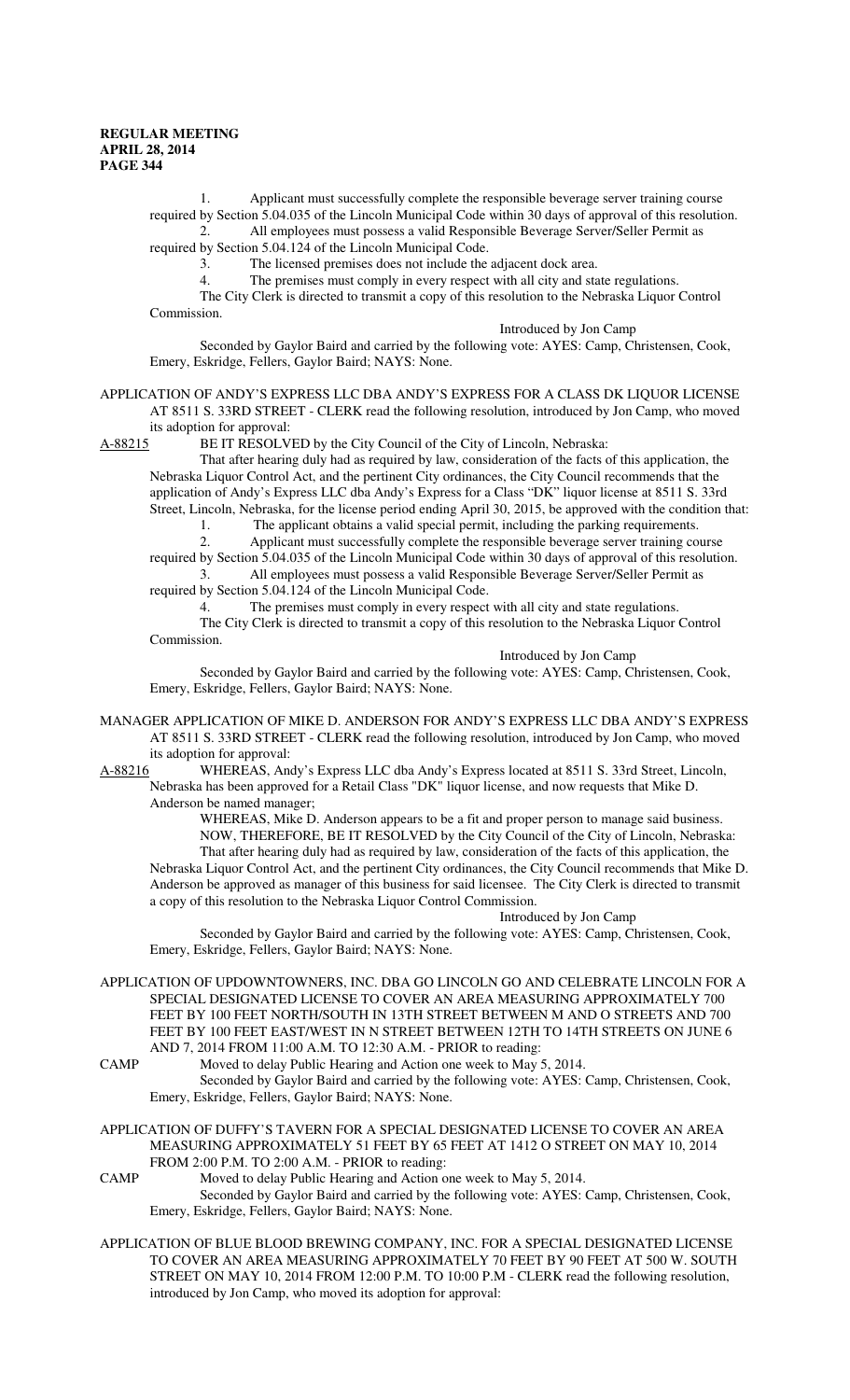1. Applicant must successfully complete the responsible beverage server training course required by Section 5.04.035 of the Lincoln Municipal Code within 30 days of approval of this resolution.
2. All employees must possess a valid Responsible Beverage Server/Seller Permit as required by Section 5.04.124 of the Lincoln Municipal Code.
3. The licensed premises does not include the adjacent dock area.
4. The premises must comply in every respect with all city and state regulations.

The City Clerk is directed to transmit a copy of this resolution to the Nebraska Liquor Control Commission.

Introduced by Jon Camp

Seconded by Gaylor Baird and carried by the following vote: AYES: Camp, Christensen, Cook, Emery, Eskridge, Fellers, Gaylor Baird; NAYS: None.

APPLICATION OF ANDY'S EXPRESS LLC DBA ANDY'S EXPRESS FOR A CLASS DK LIQUOR LICENSE AT 8511 S. 33RD STREET - CLERK read the following resolution, introduced by Jon Camp, who moved its adoption for approval:

A-88215 BE IT RESOLVED by the City Council of the City of Lincoln, Nebraska:

That after hearing duly had as required by law, consideration of the facts of this application, the Nebraska Liquor Control Act, and the pertinent City ordinances, the City Council recommends that the application of Andy's Express LLC dba Andy's Express for a Class "DK" liquor license at 8511 S. 33rd Street, Lincoln, Nebraska, for the license period ending April 30, 2015, be approved with the condition that:

1. The applicant obtains a valid special permit, including the parking requirements.
2. Applicant must successfully complete the responsible beverage server training course required by Section 5.04.035 of the Lincoln Municipal Code within 30 days of approval of this resolution.
3. All employees must possess a valid Responsible Beverage Server/Seller Permit as required by Section 5.04.124 of the Lincoln Municipal Code.
4. The premises must comply in every respect with all city and state regulations.

The City Clerk is directed to transmit a copy of this resolution to the Nebraska Liquor Control Commission.

Introduced by Jon Camp

Seconded by Gaylor Baird and carried by the following vote: AYES: Camp, Christensen, Cook, Emery, Eskridge, Fellers, Gaylor Baird; NAYS: None.

MANAGER APPLICATION OF MIKE D. ANDERSON FOR ANDY'S EXPRESS LLC DBA ANDY'S EXPRESS AT 8511 S. 33RD STREET - CLERK read the following resolution, introduced by Jon Camp, who moved its adoption for approval:

A-88216 WHEREAS, Andy's Express LLC dba Andy's Express located at 8511 S. 33rd Street, Lincoln, Nebraska has been approved for a Retail Class "DK" liquor license, and now requests that Mike D. Anderson be named manager;

WHEREAS, Mike D. Anderson appears to be a fit and proper person to manage said business.

NOW, THEREFORE, BE IT RESOLVED by the City Council of the City of Lincoln, Nebraska:

That after hearing duly had as required by law, consideration of the facts of this application, the Nebraska Liquor Control Act, and the pertinent City ordinances, the City Council recommends that Mike D. Anderson be approved as manager of this business for said licensee. The City Clerk is directed to transmit a copy of this resolution to the Nebraska Liquor Control Commission.

Introduced by Jon Camp

Seconded by Gaylor Baird and carried by the following vote: AYES: Camp, Christensen, Cook, Emery, Eskridge, Fellers, Gaylor Baird; NAYS: None.

APPLICATION OF UPDOWNTOWNERS, INC. DBA GO LINCOLN GO AND CELEBRATE LINCOLN FOR A SPECIAL DESIGNATED LICENSE TO COVER AN AREA MEASURING APPROXIMATELY 700 FEET BY 100 FEET NORTH/SOUTH IN 13TH STREET BETWEEN M AND O STREETS AND 700 FEET BY 100 FEET EAST/WEST IN N STREET BETWEEN 12TH TO 14TH STREETS ON JUNE 6 AND 7, 2014 FROM 11:00 A.M. TO 12:30 A.M. - PRIOR to reading:

CAMP Moved to delay Public Hearing and Action one week to May 5, 2014.

Seconded by Gaylor Baird and carried by the following vote: AYES: Camp, Christensen, Cook, Emery, Eskridge, Fellers, Gaylor Baird; NAYS: None.

APPLICATION OF DUFFY'S TAVERN FOR A SPECIAL DESIGNATED LICENSE TO COVER AN AREA MEASURING APPROXIMATELY 51 FEET BY 65 FEET AT 1412 O STREET ON MAY 10, 2014 FROM 2:00 P.M. TO 2:00 A.M. - PRIOR to reading:

CAMP Moved to delay Public Hearing and Action one week to May 5, 2014.

Seconded by Gaylor Baird and carried by the following vote: AYES: Camp, Christensen, Cook, Emery, Eskridge, Fellers, Gaylor Baird; NAYS: None.

APPLICATION OF BLUE BLOOD BREWING COMPANY, INC. FOR A SPECIAL DESIGNATED LICENSE TO COVER AN AREA MEASURING APPROXIMATELY 70 FEET BY 90 FEET AT 500 W. SOUTH STREET ON MAY 10, 2014 FROM 12:00 P.M. TO 10:00 P.M - CLERK read the following resolution, introduced by Jon Camp, who moved its adoption for approval: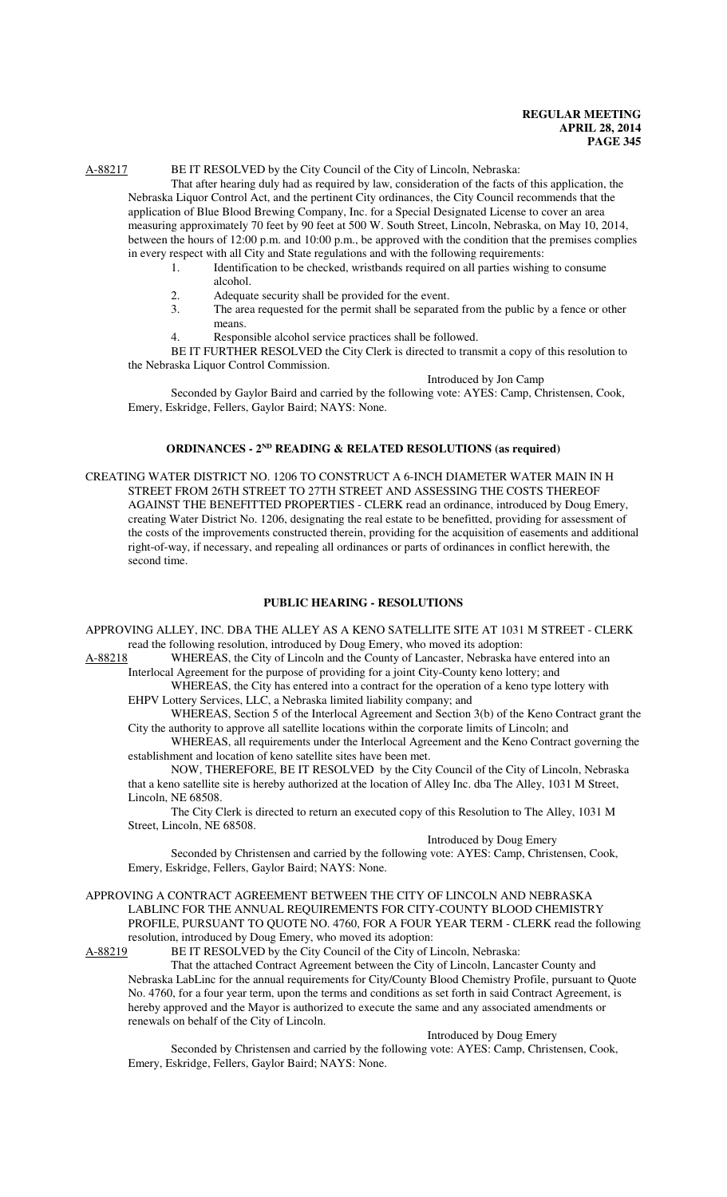A-88217 BE IT RESOLVED by the City Council of the City of Lincoln, Nebraska:

That after hearing duly had as required by law, consideration of the facts of this application, the Nebraska Liquor Control Act, and the pertinent City ordinances, the City Council recommends that the application of Blue Blood Brewing Company, Inc. for a Special Designated License to cover an area measuring approximately 70 feet by 90 feet at 500 W. South Street, Lincoln, Nebraska, on May 10, 2014, between the hours of 12:00 p.m. and 10:00 p.m., be approved with the condition that the premises complies in every respect with all City and State regulations and with the following requirements:

1. Identification to be checked, wristbands required on all parties wishing to consume alcohol.
2. Adequate security shall be provided for the event.
3. The area requested for the permit shall be separated from the public by a fence or other means.
4. Responsible alcohol service practices shall be followed.

BE IT FURTHER RESOLVED the City Clerk is directed to transmit a copy of this resolution to the Nebraska Liquor Control Commission.

Introduced by Jon Camp

Seconded by Gaylor Baird and carried by the following vote: AYES: Camp, Christensen, Cook, Emery, Eskridge, Fellers, Gaylor Baird; NAYS: None.

## ORDINANCES - 2ND READING & RELATED RESOLUTIONS (as required)

CREATING WATER DISTRICT NO. 1206 TO CONSTRUCT A 6-INCH DIAMETER WATER MAIN IN H STREET FROM 26TH STREET TO 27TH STREET AND ASSESSING THE COSTS THEREOF AGAINST THE BENEFITTED PROPERTIES - CLERK read an ordinance, introduced by Doug Emery, creating Water District No. 1206, designating the real estate to be benefitted, providing for assessment of the costs of the improvements constructed therein, providing for the acquisition of easements and additional right-of-way, if necessary, and repealing all ordinances or parts of ordinances in conflict herewith, the second time.

## PUBLIC HEARING - RESOLUTIONS

APPROVING ALLEY, INC. DBA THE ALLEY AS A KENO SATELLITE SITE AT 1031 M STREET - CLERK read the following resolution, introduced by Doug Emery, who moved its adoption:

A-88218 WHEREAS, the City of Lincoln and the County of Lancaster, Nebraska have entered into an Interlocal Agreement for the purpose of providing for a joint City-County keno lottery; and

WHEREAS, the City has entered into a contract for the operation of a keno type lottery with EHPV Lottery Services, LLC, a Nebraska limited liability company; and

WHEREAS, Section 5 of the Interlocal Agreement and Section 3(b) of the Keno Contract grant the City the authority to approve all satellite locations within the corporate limits of Lincoln; and

WHEREAS, all requirements under the Interlocal Agreement and the Keno Contract governing the establishment and location of keno satellite sites have been met.

NOW, THEREFORE, BE IT RESOLVED by the City Council of the City of Lincoln, Nebraska that a keno satellite site is hereby authorized at the location of Alley Inc. dba The Alley, 1031 M Street, Lincoln, NE 68508.

The City Clerk is directed to return an executed copy of this Resolution to The Alley, 1031 M Street, Lincoln, NE 68508.

Introduced by Doug Emery

Seconded by Christensen and carried by the following vote: AYES: Camp, Christensen, Cook, Emery, Eskridge, Fellers, Gaylor Baird; NAYS: None.

APPROVING A CONTRACT AGREEMENT BETWEEN THE CITY OF LINCOLN AND NEBRASKA LABLINC FOR THE ANNUAL REQUIREMENTS FOR CITY-COUNTY BLOOD CHEMISTRY PROFILE, PURSUANT TO QUOTE NO. 4760, FOR A FOUR YEAR TERM - CLERK read the following resolution, introduced by Doug Emery, who moved its adoption:

A-88219 BE IT RESOLVED by the City Council of the City of Lincoln, Nebraska:

That the attached Contract Agreement between the City of Lincoln, Lancaster County and Nebraska LabLinc for the annual requirements for City/County Blood Chemistry Profile, pursuant to Quote No. 4760, for a four year term, upon the terms and conditions as set forth in said Contract Agreement, is hereby approved and the Mayor is authorized to execute the same and any associated amendments or renewals on behalf of the City of Lincoln.

Introduced by Doug Emery

Seconded by Christensen and carried by the following vote: AYES: Camp, Christensen, Cook, Emery, Eskridge, Fellers, Gaylor Baird; NAYS: None.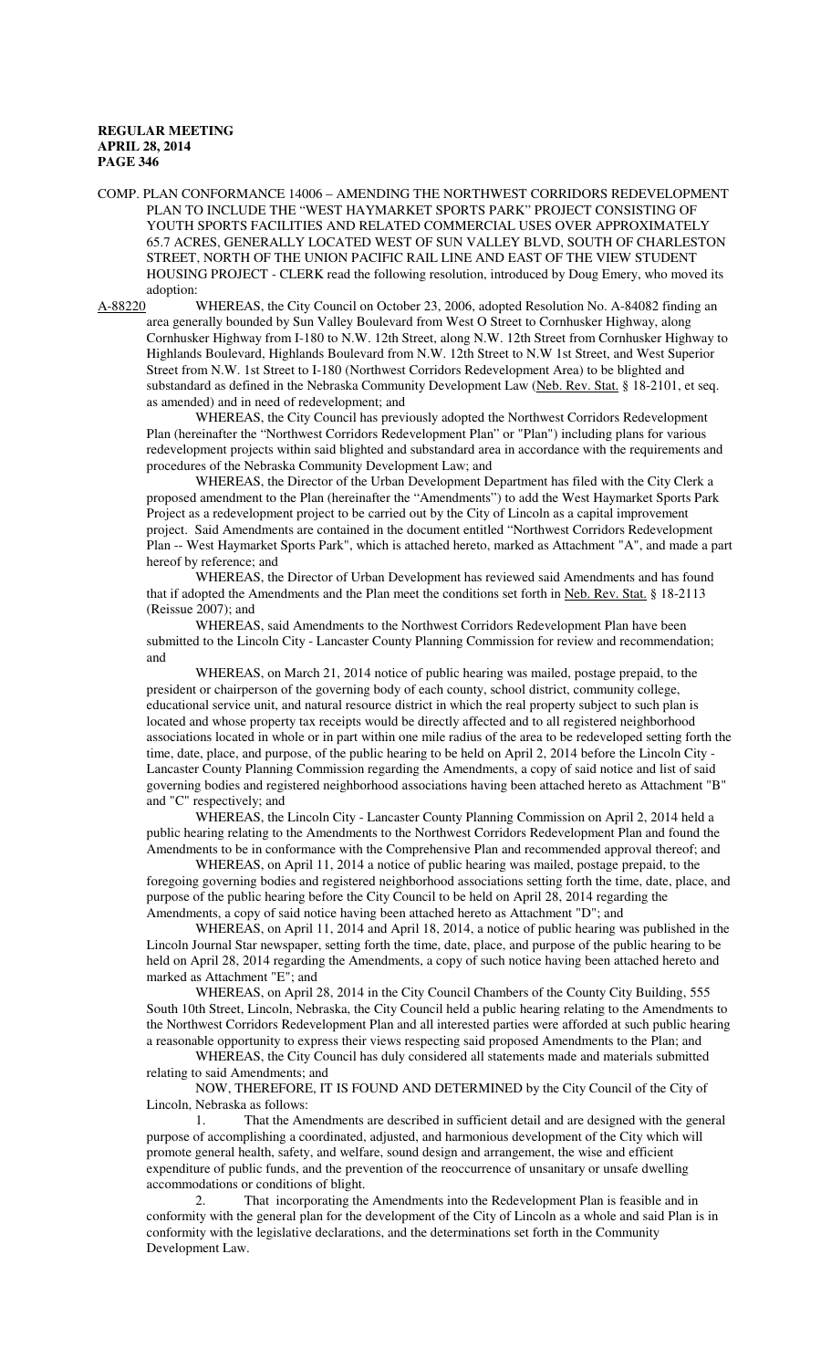COMP. PLAN CONFORMANCE 14006 – AMENDING THE NORTHWEST CORRIDORS REDEVELOPMENT PLAN TO INCLUDE THE "WEST HAYMARKET SPORTS PARK" PROJECT CONSISTING OF YOUTH SPORTS FACILITIES AND RELATED COMMERCIAL USES OVER APPROXIMATELY 65.7 ACRES, GENERALLY LOCATED WEST OF SUN VALLEY BLVD, SOUTH OF CHARLESTON STREET, NORTH OF THE UNION PACIFIC RAIL LINE AND EAST OF THE VIEW STUDENT HOUSING PROJECT - CLERK read the following resolution, introduced by Doug Emery, who moved its adoption:

A-88220 WHEREAS, the City Council on October 23, 2006, adopted Resolution No. A-84082 finding an area generally bounded by Sun Valley Boulevard from West O Street to Cornhusker Highway, along Cornhusker Highway from I-180 to N.W. 12th Street, along N.W. 12th Street from Cornhusker Highway to Highlands Boulevard, Highlands Boulevard from N.W. 12th Street to N.W 1st Street, and West Superior Street from N.W. 1st Street to I-180 (Northwest Corridors Redevelopment Area) to be blighted and substandard as defined in the Nebraska Community Development Law (Neb. Rev. Stat. § 18-2101, et seq. as amended) and in need of redevelopment; and

WHEREAS, the City Council has previously adopted the Northwest Corridors Redevelopment Plan (hereinafter the "Northwest Corridors Redevelopment Plan" or "Plan") including plans for various redevelopment projects within said blighted and substandard area in accordance with the requirements and procedures of the Nebraska Community Development Law; and

WHEREAS, the Director of the Urban Development Department has filed with the City Clerk a proposed amendment to the Plan (hereinafter the "Amendments") to add the West Haymarket Sports Park Project as a redevelopment project to be carried out by the City of Lincoln as a capital improvement project. Said Amendments are contained in the document entitled "Northwest Corridors Redevelopment Plan -- West Haymarket Sports Park", which is attached hereto, marked as Attachment "A", and made a part hereof by reference; and

WHEREAS, the Director of Urban Development has reviewed said Amendments and has found that if adopted the Amendments and the Plan meet the conditions set forth in Neb. Rev. Stat. § 18-2113 (Reissue 2007); and

WHEREAS, said Amendments to the Northwest Corridors Redevelopment Plan have been submitted to the Lincoln City - Lancaster County Planning Commission for review and recommendation; and

WHEREAS, on March 21, 2014 notice of public hearing was mailed, postage prepaid, to the president or chairperson of the governing body of each county, school district, community college, educational service unit, and natural resource district in which the real property subject to such plan is located and whose property tax receipts would be directly affected and to all registered neighborhood associations located in whole or in part within one mile radius of the area to be redeveloped setting forth the time, date, place, and purpose, of the public hearing to be held on April 2, 2014 before the Lincoln City - Lancaster County Planning Commission regarding the Amendments, a copy of said notice and list of said governing bodies and registered neighborhood associations having been attached hereto as Attachment "B" and "C" respectively; and

WHEREAS, the Lincoln City - Lancaster County Planning Commission on April 2, 2014 held a public hearing relating to the Amendments to the Northwest Corridors Redevelopment Plan and found the Amendments to be in conformance with the Comprehensive Plan and recommended approval thereof; and

WHEREAS, on April 11, 2014 a notice of public hearing was mailed, postage prepaid, to the foregoing governing bodies and registered neighborhood associations setting forth the time, date, place, and purpose of the public hearing before the City Council to be held on April 28, 2014 regarding the Amendments, a copy of said notice having been attached hereto as Attachment "D"; and

WHEREAS, on April 11, 2014 and April 18, 2014, a notice of public hearing was published in the Lincoln Journal Star newspaper, setting forth the time, date, place, and purpose of the public hearing to be held on April 28, 2014 regarding the Amendments, a copy of such notice having been attached hereto and marked as Attachment "E"; and

WHEREAS, on April 28, 2014 in the City Council Chambers of the County City Building, 555 South 10th Street, Lincoln, Nebraska, the City Council held a public hearing relating to the Amendments to the Northwest Corridors Redevelopment Plan and all interested parties were afforded at such public hearing a reasonable opportunity to express their views respecting said proposed Amendments to the Plan; and

WHEREAS, the City Council has duly considered all statements made and materials submitted relating to said Amendments; and

NOW, THEREFORE, IT IS FOUND AND DETERMINED by the City Council of the City of Lincoln, Nebraska as follows:

1. That the Amendments are described in sufficient detail and are designed with the general purpose of accomplishing a coordinated, adjusted, and harmonious development of the City which will promote general health, safety, and welfare, sound design and arrangement, the wise and efficient expenditure of public funds, and the prevention of the reoccurrence of unsanitary or unsafe dwelling accommodations or conditions of blight.

2. That incorporating the Amendments into the Redevelopment Plan is feasible and in conformity with the general plan for the development of the City of Lincoln as a whole and said Plan is in conformity with the legislative declarations, and the determinations set forth in the Community Development Law.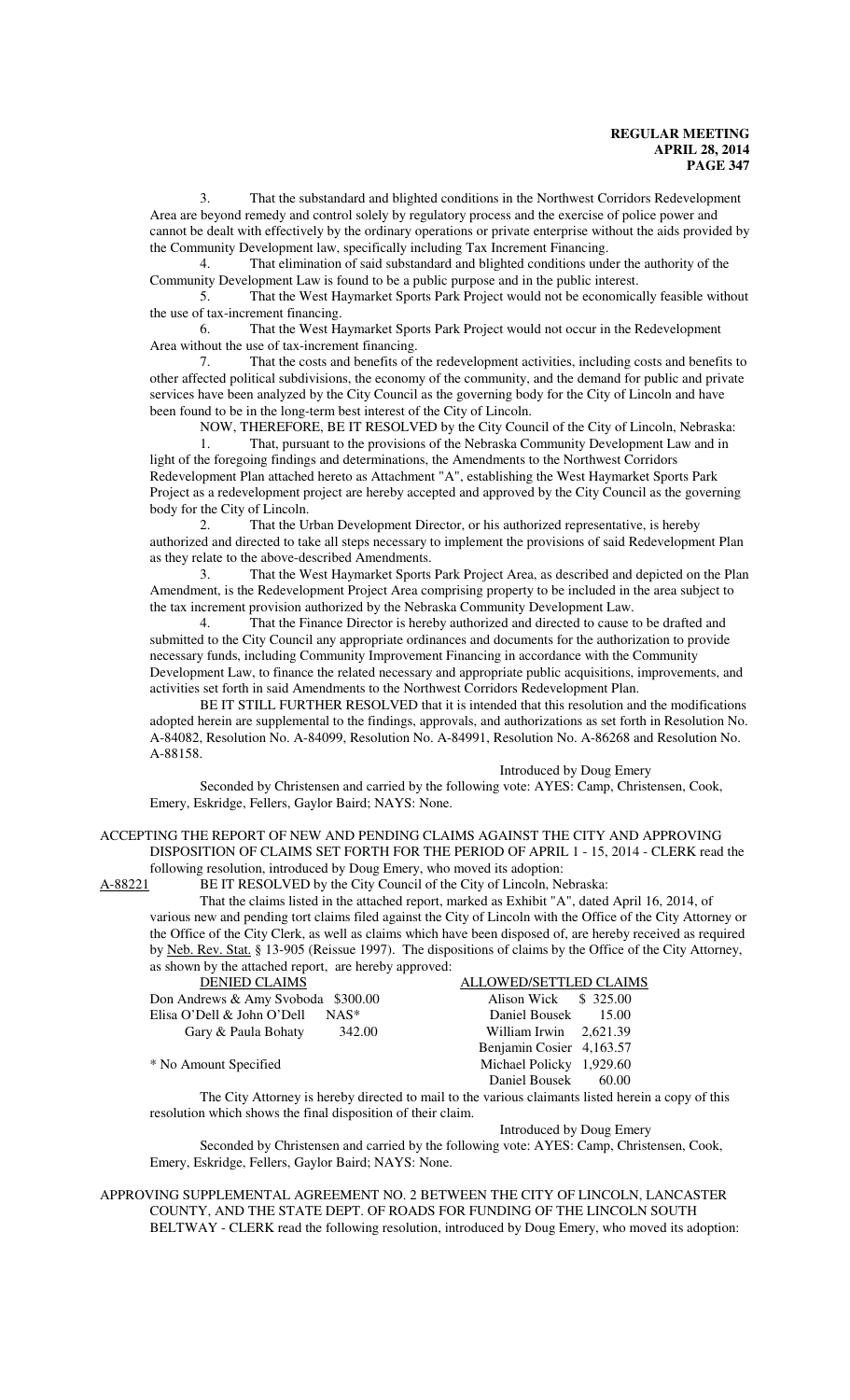3. That the substandard and blighted conditions in the Northwest Corridors Redevelopment Area are beyond remedy and control solely by regulatory process and the exercise of police power and cannot be dealt with effectively by the ordinary operations or private enterprise without the aids provided by the Community Development law, specifically including Tax Increment Financing.

4. That elimination of said substandard and blighted conditions under the authority of the Community Development Law is found to be a public purpose and in the public interest.

5. That the West Haymarket Sports Park Project would not be economically feasible without the use of tax-increment financing.

6. That the West Haymarket Sports Park Project would not occur in the Redevelopment Area without the use of tax-increment financing.

7. That the costs and benefits of the redevelopment activities, including costs and benefits to other affected political subdivisions, the economy of the community, and the demand for public and private services have been analyzed by the City Council as the governing body for the City of Lincoln and have been found to be in the long-term best interest of the City of Lincoln.

NOW, THEREFORE, BE IT RESOLVED by the City Council of the City of Lincoln, Nebraska:

1. That, pursuant to the provisions of the Nebraska Community Development Law and in light of the foregoing findings and determinations, the Amendments to the Northwest Corridors Redevelopment Plan attached hereto as Attachment "A", establishing the West Haymarket Sports Park Project as a redevelopment project are hereby accepted and approved by the City Council as the governing body for the City of Lincoln.

2. That the Urban Development Director, or his authorized representative, is hereby authorized and directed to take all steps necessary to implement the provisions of said Redevelopment Plan as they relate to the above-described Amendments.

3. That the West Haymarket Sports Park Project Area, as described and depicted on the Plan Amendment, is the Redevelopment Project Area comprising property to be included in the area subject to the tax increment provision authorized by the Nebraska Community Development Law.

4. That the Finance Director is hereby authorized and directed to cause to be drafted and submitted to the City Council any appropriate ordinances and documents for the authorization to provide necessary funds, including Community Improvement Financing in accordance with the Community Development Law, to finance the related necessary and appropriate public acquisitions, improvements, and activities set forth in said Amendments to the Northwest Corridors Redevelopment Plan.

BE IT STILL FURTHER RESOLVED that it is intended that this resolution and the modifications adopted herein are supplemental to the findings, approvals, and authorizations as set forth in Resolution No. A-84082, Resolution No. A-84099, Resolution No. A-84991, Resolution No. A-86268 and Resolution No. A-88158.

Introduced by Doug Emery

Seconded by Christensen and carried by the following vote: AYES: Camp, Christensen, Cook, Emery, Eskridge, Fellers, Gaylor Baird; NAYS: None.

ACCEPTING THE REPORT OF NEW AND PENDING CLAIMS AGAINST THE CITY AND APPROVING DISPOSITION OF CLAIMS SET FORTH FOR THE PERIOD OF APRIL 1 - 15, 2014 - CLERK read the following resolution, introduced by Doug Emery, who moved its adoption:

A-88221 BE IT RESOLVED by the City Council of the City of Lincoln, Nebraska:

That the claims listed in the attached report, marked as Exhibit "A", dated April 16, 2014, of various new and pending tort claims filed against the City of Lincoln with the Office of the City Attorney or the Office of the City Clerk, as well as claims which have been disposed of, are hereby received as required by Neb. Rev. Stat. § 13-905 (Reissue 1997). The dispositions of claims by the Office of the City Attorney, as shown by the attached report, are hereby approved:

| DENIED CLAIMS | | ALLOWED/SETTLED CLAIMS | |
|---|---|---|---|
| Don Andrews & Amy Svoboda | $300.00 | Alison Wick | $ 325.00 |
| Elisa O'Dell & John O'Dell | NAS* | Daniel Bousek | 15.00 |
| Gary & Paula Bohaty | 342.00 | William Irwin | 2,621.39 |
| | | Benjamin Cosier | 4,163.57 |
| * No Amount Specified | | Michael Policky | 1,929.60 |
| | | Daniel Bousek | 60.00 |

The City Attorney is hereby directed to mail to the various claimants listed herein a copy of this resolution which shows the final disposition of their claim.

Introduced by Doug Emery

Seconded by Christensen and carried by the following vote: AYES: Camp, Christensen, Cook, Emery, Eskridge, Fellers, Gaylor Baird; NAYS: None.

APPROVING SUPPLEMENTAL AGREEMENT NO. 2 BETWEEN THE CITY OF LINCOLN, LANCASTER COUNTY, AND THE STATE DEPT. OF ROADS FOR FUNDING OF THE LINCOLN SOUTH BELTWAY - CLERK read the following resolution, introduced by Doug Emery, who moved its adoption: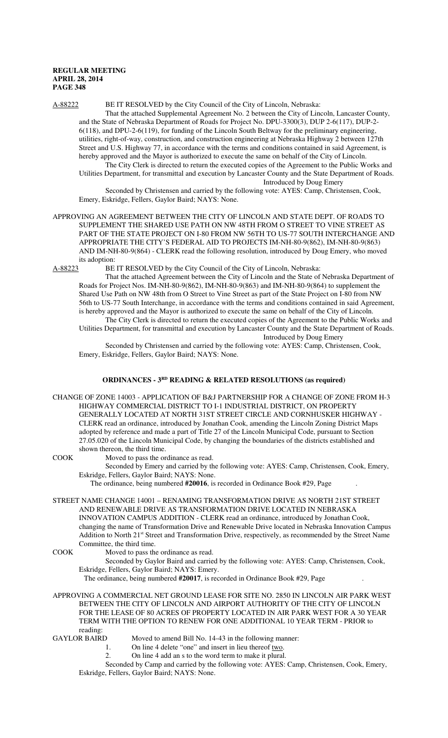A-88222 BE IT RESOLVED by the City Council of the City of Lincoln, Nebraska:

That the attached Supplemental Agreement No. 2 between the City of Lincoln, Lancaster County, and the State of Nebraska Department of Roads for Project No. DPU-3300(3), DUP 2-6(117), DUP-2-6(118), and DPU-2-6(119), for funding of the Lincoln South Beltway for the preliminary engineering, utilities, right-of-way, construction, and construction engineering at Nebraska Highway 2 between 127th Street and U.S. Highway 77, in accordance with the terms and conditions contained in said Agreement, is hereby approved and the Mayor is authorized to execute the same on behalf of the City of Lincoln.

The City Clerk is directed to return the executed copies of the Agreement to the Public Works and Utilities Department, for transmittal and execution by Lancaster County and the State Department of Roads.

Introduced by Doug Emery

Seconded by Christensen and carried by the following vote: AYES: Camp, Christensen, Cook, Emery, Eskridge, Fellers, Gaylor Baird; NAYS: None.

APPROVING AN AGREEMENT BETWEEN THE CITY OF LINCOLN AND STATE DEPT. OF ROADS TO SUPPLEMENT THE SHARED USE PATH ON NW 48TH FROM O STREET TO VINE STREET AS PART OF THE STATE PROJECT ON I-80 FROM NW 56TH TO US-77 SOUTH INTERCHANGE AND APPROPRIATE THE CITY'S FEDERAL AID TO PROJECTS IM-NH-80-9(862), IM-NH-80-9(863) AND IM-NH-80-9(864) - CLERK read the following resolution, introduced by Doug Emery, who moved its adoption:

A-88223 BE IT RESOLVED by the City Council of the City of Lincoln, Nebraska:

That the attached Agreement between the City of Lincoln and the State of Nebraska Department of Roads for Project Nos. IM-NH-80-9(862), IM-NH-80-9(863) and IM-NH-80-9(864) to supplement the Shared Use Path on NW 48th from O Street to Vine Street as part of the State Project on I-80 from NW 56th to US-77 South Interchange, in accordance with the terms and conditions contained in said Agreement, is hereby approved and the Mayor is authorized to execute the same on behalf of the City of Lincoln.

The City Clerk is directed to return the executed copies of the Agreement to the Public Works and Utilities Department, for transmittal and execution by Lancaster County and the State Department of Roads.

Introduced by Doug Emery

Seconded by Christensen and carried by the following vote: AYES: Camp, Christensen, Cook, Emery, Eskridge, Fellers, Gaylor Baird; NAYS: None.

## ORDINANCES - 3RD READING & RELATED RESOLUTIONS (as required)

CHANGE OF ZONE 14003 - APPLICATION OF B&J PARTNERSHIP FOR A CHANGE OF ZONE FROM H-3 HIGHWAY COMMERCIAL DISTRICT TO I-1 INDUSTRIAL DISTRICT, ON PROPERTY GENERALLY LOCATED AT NORTH 31ST STREET CIRCLE AND CORNHUSKER HIGHWAY - CLERK read an ordinance, introduced by Jonathan Cook, amending the Lincoln Zoning District Maps adopted by reference and made a part of Title 27 of the Lincoln Municipal Code, pursuant to Section 27.05.020 of the Lincoln Municipal Code, by changing the boundaries of the districts established and shown thereon, the third time.

COOK Moved to pass the ordinance as read.

Seconded by Emery and carried by the following vote: AYES: Camp, Christensen, Cook, Emery, Eskridge, Fellers, Gaylor Baird; NAYS: None.

The ordinance, being numbered **#20016**, is recorded in Ordinance Book #29, Page .

STREET NAME CHANGE 14001 – RENAMING TRANSFORMATION DRIVE AS NORTH 21ST STREET AND RENEWABLE DRIVE AS TRANSFORMATION DRIVE LOCATED IN NEBRASKA INNOVATION CAMPUS ADDITION - CLERK read an ordinance, introduced by Jonathan Cook, changing the name of Transformation Drive and Renewable Drive located in Nebraska Innovation Campus Addition to North 21st Street and Transformation Drive, respectively, as recommended by the Street Name Committee, the third time.

COOK Moved to pass the ordinance as read.

Seconded by Gaylor Baird and carried by the following vote: AYES: Camp, Christensen, Cook, Eskridge, Fellers, Gaylor Baird; NAYS: Emery.

The ordinance, being numbered **#20017**, is recorded in Ordinance Book #29, Page .

APPROVING A COMMERCIAL NET GROUND LEASE FOR SITE NO. 2850 IN LINCOLN AIR PARK WEST BETWEEN THE CITY OF LINCOLN AND AIRPORT AUTHORITY OF THE CITY OF LINCOLN FOR THE LEASE OF 80 ACRES OF PROPERTY LOCATED IN AIR PARK WEST FOR A 30 YEAR TERM WITH THE OPTION TO RENEW FOR ONE ADDITIONAL 10 YEAR TERM - PRIOR to reading:

GAYLOR BAIRD Moved to amend Bill No. 14-43 in the following manner:

1. On line 4 delete "one" and insert in lieu thereof two.
2. On line 4 add an s to the word term to make it plural.

Seconded by Camp and carried by the following vote: AYES: Camp, Christensen, Cook, Emery, Eskridge, Fellers, Gaylor Baird; NAYS: None.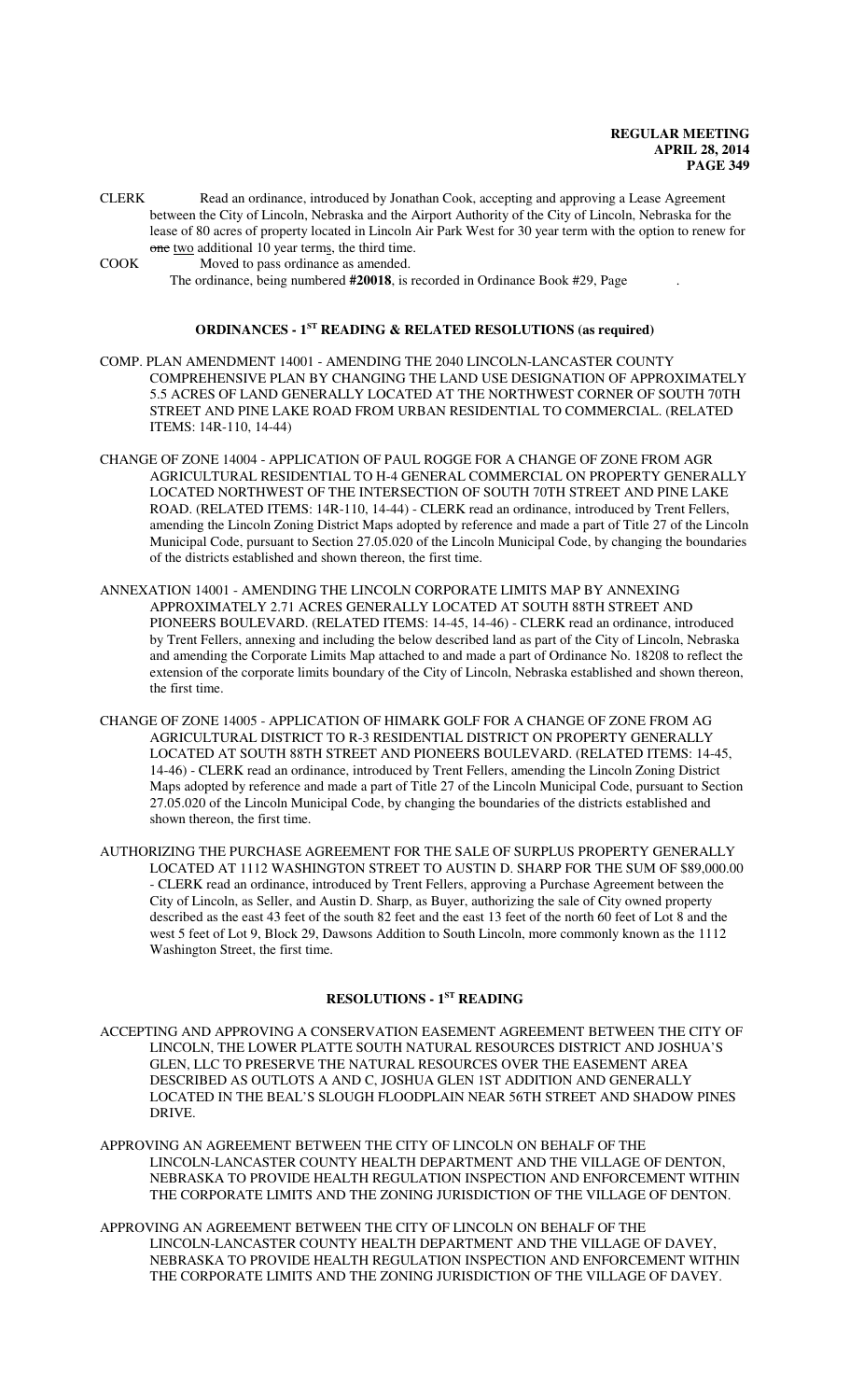CLERK Read an ordinance, introduced by Jonathan Cook, accepting and approving a Lease Agreement between the City of Lincoln, Nebraska and the Airport Authority of the City of Lincoln, Nebraska for the lease of 80 acres of property located in Lincoln Air Park West for 30 year term with the option to renew for ~~one~~ two additional 10 year terms, the third time.

COOK Moved to pass ordinance as amended.

The ordinance, being numbered **#20018**, is recorded in Ordinance Book #29, Page .

## ORDINANCES - 1ST READING & RELATED RESOLUTIONS (as required)

COMP. PLAN AMENDMENT 14001 - AMENDING THE 2040 LINCOLN-LANCASTER COUNTY COMPREHENSIVE PLAN BY CHANGING THE LAND USE DESIGNATION OF APPROXIMATELY 5.5 ACRES OF LAND GENERALLY LOCATED AT THE NORTHWEST CORNER OF SOUTH 70TH STREET AND PINE LAKE ROAD FROM URBAN RESIDENTIAL TO COMMERCIAL. (RELATED ITEMS: 14R-110, 14-44)

CHANGE OF ZONE 14004 - APPLICATION OF PAUL ROGGE FOR A CHANGE OF ZONE FROM AGR AGRICULTURAL RESIDENTIAL TO H-4 GENERAL COMMERCIAL ON PROPERTY GENERALLY LOCATED NORTHWEST OF THE INTERSECTION OF SOUTH 70TH STREET AND PINE LAKE ROAD. (RELATED ITEMS: 14R-110, 14-44) - CLERK read an ordinance, introduced by Trent Fellers, amending the Lincoln Zoning District Maps adopted by reference and made a part of Title 27 of the Lincoln Municipal Code, pursuant to Section 27.05.020 of the Lincoln Municipal Code, by changing the boundaries of the districts established and shown thereon, the first time.

ANNEXATION 14001 - AMENDING THE LINCOLN CORPORATE LIMITS MAP BY ANNEXING APPROXIMATELY 2.71 ACRES GENERALLY LOCATED AT SOUTH 88TH STREET AND PIONEERS BOULEVARD. (RELATED ITEMS: 14-45, 14-46) - CLERK read an ordinance, introduced by Trent Fellers, annexing and including the below described land as part of the City of Lincoln, Nebraska and amending the Corporate Limits Map attached to and made a part of Ordinance No. 18208 to reflect the extension of the corporate limits boundary of the City of Lincoln, Nebraska established and shown thereon, the first time.

CHANGE OF ZONE 14005 - APPLICATION OF HIMARK GOLF FOR A CHANGE OF ZONE FROM AG AGRICULTURAL DISTRICT TO R-3 RESIDENTIAL DISTRICT ON PROPERTY GENERALLY LOCATED AT SOUTH 88TH STREET AND PIONEERS BOULEVARD. (RELATED ITEMS: 14-45, 14-46) - CLERK read an ordinance, introduced by Trent Fellers, amending the Lincoln Zoning District Maps adopted by reference and made a part of Title 27 of the Lincoln Municipal Code, pursuant to Section 27.05.020 of the Lincoln Municipal Code, by changing the boundaries of the districts established and shown thereon, the first time.

AUTHORIZING THE PURCHASE AGREEMENT FOR THE SALE OF SURPLUS PROPERTY GENERALLY LOCATED AT 1112 WASHINGTON STREET TO AUSTIN D. SHARP FOR THE SUM OF $89,000.00 - CLERK read an ordinance, introduced by Trent Fellers, approving a Purchase Agreement between the City of Lincoln, as Seller, and Austin D. Sharp, as Buyer, authorizing the sale of City owned property described as the east 43 feet of the south 82 feet and the east 13 feet of the north 60 feet of Lot 8 and the west 5 feet of Lot 9, Block 29, Dawsons Addition to South Lincoln, more commonly known as the 1112 Washington Street, the first time.

## RESOLUTIONS - 1ST READING

ACCEPTING AND APPROVING A CONSERVATION EASEMENT AGREEMENT BETWEEN THE CITY OF LINCOLN, THE LOWER PLATTE SOUTH NATURAL RESOURCES DISTRICT AND JOSHUA'S GLEN, LLC TO PRESERVE THE NATURAL RESOURCES OVER THE EASEMENT AREA DESCRIBED AS OUTLOTS A AND C, JOSHUA GLEN 1ST ADDITION AND GENERALLY LOCATED IN THE BEAL'S SLOUGH FLOODPLAIN NEAR 56TH STREET AND SHADOW PINES DRIVE.

APPROVING AN AGREEMENT BETWEEN THE CITY OF LINCOLN ON BEHALF OF THE LINCOLN-LANCASTER COUNTY HEALTH DEPARTMENT AND THE VILLAGE OF DENTON, NEBRASKA TO PROVIDE HEALTH REGULATION INSPECTION AND ENFORCEMENT WITHIN THE CORPORATE LIMITS AND THE ZONING JURISDICTION OF THE VILLAGE OF DENTON.

APPROVING AN AGREEMENT BETWEEN THE CITY OF LINCOLN ON BEHALF OF THE LINCOLN-LANCASTER COUNTY HEALTH DEPARTMENT AND THE VILLAGE OF DAVEY, NEBRASKA TO PROVIDE HEALTH REGULATION INSPECTION AND ENFORCEMENT WITHIN THE CORPORATE LIMITS AND THE ZONING JURISDICTION OF THE VILLAGE OF DAVEY.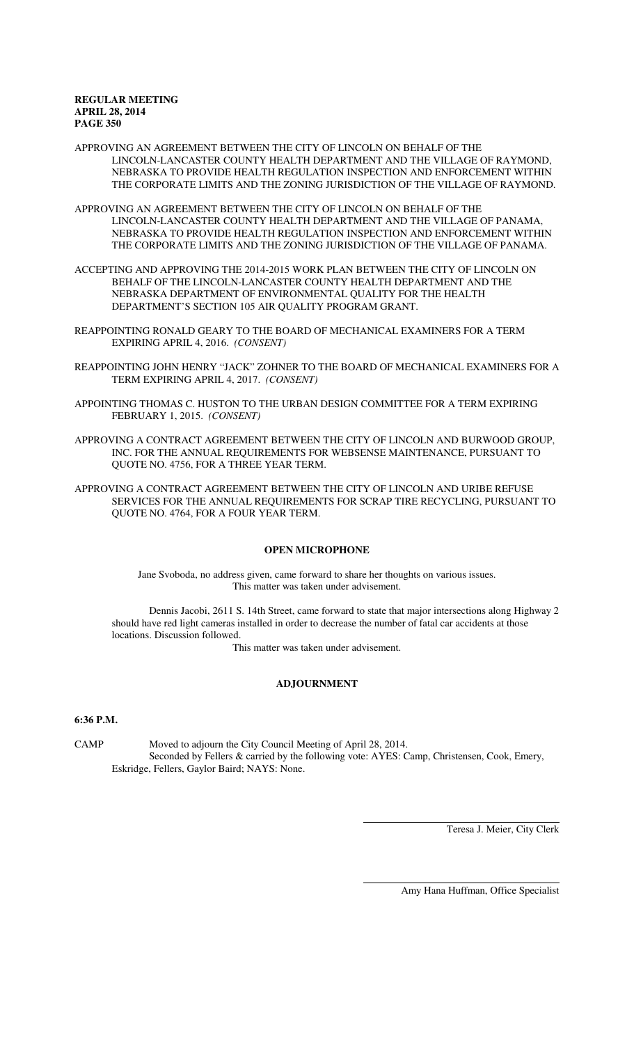APPROVING AN AGREEMENT BETWEEN THE CITY OF LINCOLN ON BEHALF OF THE LINCOLN-LANCASTER COUNTY HEALTH DEPARTMENT AND THE VILLAGE OF RAYMOND, NEBRASKA TO PROVIDE HEALTH REGULATION INSPECTION AND ENFORCEMENT WITHIN THE CORPORATE LIMITS AND THE ZONING JURISDICTION OF THE VILLAGE OF RAYMOND.

APPROVING AN AGREEMENT BETWEEN THE CITY OF LINCOLN ON BEHALF OF THE LINCOLN-LANCASTER COUNTY HEALTH DEPARTMENT AND THE VILLAGE OF PANAMA, NEBRASKA TO PROVIDE HEALTH REGULATION INSPECTION AND ENFORCEMENT WITHIN THE CORPORATE LIMITS AND THE ZONING JURISDICTION OF THE VILLAGE OF PANAMA.

ACCEPTING AND APPROVING THE 2014-2015 WORK PLAN BETWEEN THE CITY OF LINCOLN ON BEHALF OF THE LINCOLN-LANCASTER COUNTY HEALTH DEPARTMENT AND THE NEBRASKA DEPARTMENT OF ENVIRONMENTAL QUALITY FOR THE HEALTH DEPARTMENT'S SECTION 105 AIR QUALITY PROGRAM GRANT.

REAPPOINTING RONALD GEARY TO THE BOARD OF MECHANICAL EXAMINERS FOR A TERM EXPIRING APRIL 4, 2016. *(CONSENT)*

REAPPOINTING JOHN HENRY "JACK" ZOHNER TO THE BOARD OF MECHANICAL EXAMINERS FOR A TERM EXPIRING APRIL 4, 2017. *(CONSENT)*

APPOINTING THOMAS C. HUSTON TO THE URBAN DESIGN COMMITTEE FOR A TERM EXPIRING FEBRUARY 1, 2015. *(CONSENT)*

APPROVING A CONTRACT AGREEMENT BETWEEN THE CITY OF LINCOLN AND BURWOOD GROUP, INC. FOR THE ANNUAL REQUIREMENTS FOR WEBSENSE MAINTENANCE, PURSUANT TO QUOTE NO. 4756, FOR A THREE YEAR TERM.

APPROVING A CONTRACT AGREEMENT BETWEEN THE CITY OF LINCOLN AND URIBE REFUSE SERVICES FOR THE ANNUAL REQUIREMENTS FOR SCRAP TIRE RECYCLING, PURSUANT TO QUOTE NO. 4764, FOR A FOUR YEAR TERM.

## OPEN MICROPHONE

Jane Svoboda, no address given, came forward to share her thoughts on various issues.
This matter was taken under advisement.

Dennis Jacobi, 2611 S. 14th Street, came forward to state that major intersections along Highway 2 should have red light cameras installed in order to decrease the number of fatal car accidents at those locations. Discussion followed.
This matter was taken under advisement.

## ADJOURNMENT

**6:36 P.M.**

CAMP Moved to adjourn the City Council Meeting of April 28, 2014.
Seconded by Fellers & carried by the following vote: AYES: Camp, Christensen, Cook, Emery, Eskridge, Fellers, Gaylor Baird; NAYS: None.

Teresa J. Meier, City Clerk

Amy Hana Huffman, Office Specialist